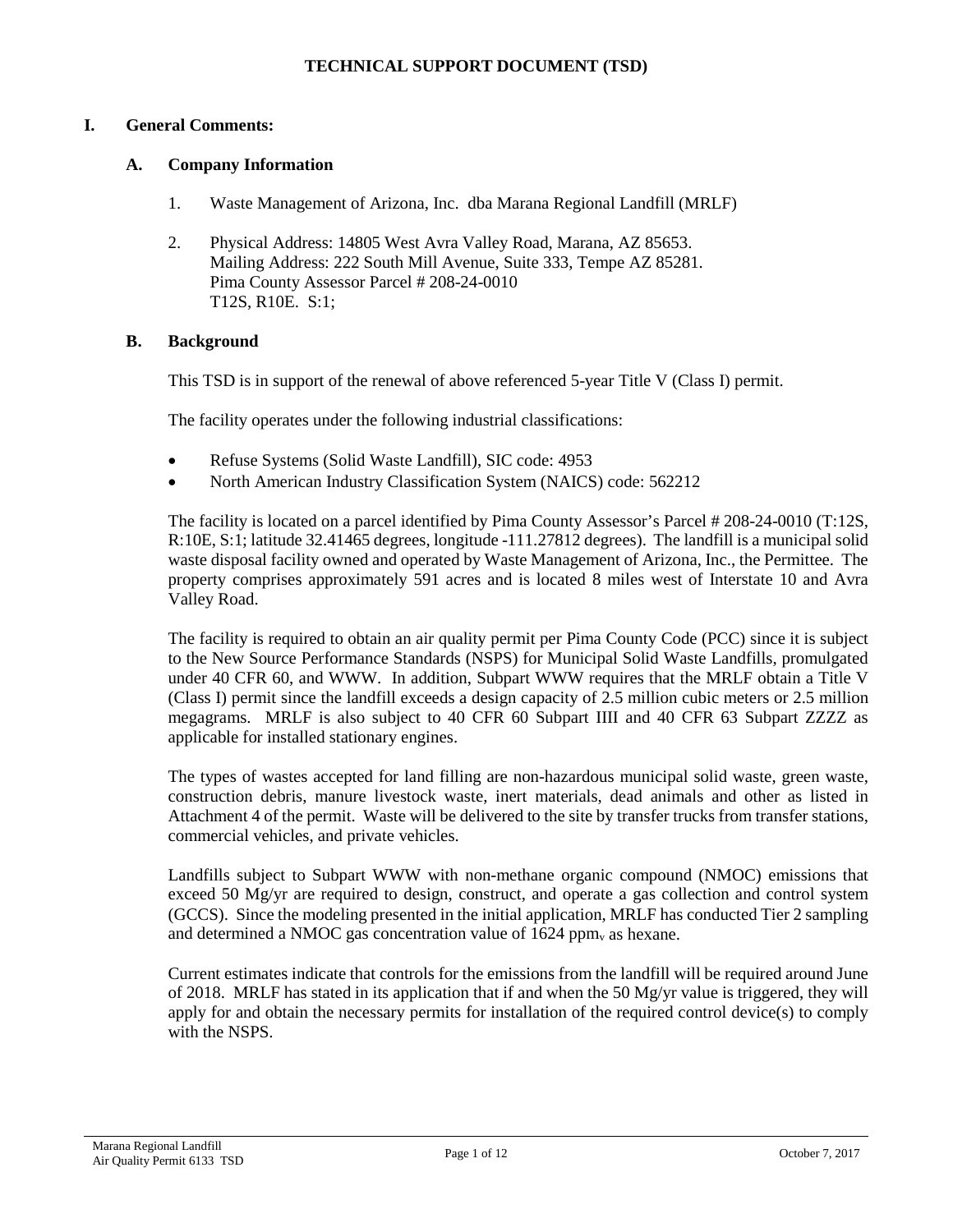# TECHNICAL SUPPORT DOCUMENT (TSD)

## I. General Comments:

### A. Company Information

1. Waste Management of Arizona, Inc. dba Marana Regional Landfill (MRLF)

2. Physical Address: 14805 West Avra Valley Road, Marana, AZ 85653.
   Mailing Address: 222 South Mill Avenue, Suite 333, Tempe AZ 85281.
   Pima County Assessor Parcel # 208-24-0010
   T12S, R10E. S:1;

### B. Background

This TSD is in support of the renewal of above referenced 5-year Title V (Class I) permit.

The facility operates under the following industrial classifications:

- Refuse Systems (Solid Waste Landfill), SIC code: 4953
- North American Industry Classification System (NAICS) code: 562212

The facility is located on a parcel identified by Pima County Assessor's Parcel # 208-24-0010 (T:12S, R:10E, S:1; latitude 32.41465 degrees, longitude -111.27812 degrees). The landfill is a municipal solid waste disposal facility owned and operated by Waste Management of Arizona, Inc., the Permittee. The property comprises approximately 591 acres and is located 8 miles west of Interstate 10 and Avra Valley Road.

The facility is required to obtain an air quality permit per Pima County Code (PCC) since it is subject to the New Source Performance Standards (NSPS) for Municipal Solid Waste Landfills, promulgated under 40 CFR 60, and WWW. In addition, Subpart WWW requires that the MRLF obtain a Title V (Class I) permit since the landfill exceeds a design capacity of 2.5 million cubic meters or 2.5 million megagrams. MRLF is also subject to 40 CFR 60 Subpart IIII and 40 CFR 63 Subpart ZZZZ as applicable for installed stationary engines.

The types of wastes accepted for land filling are non-hazardous municipal solid waste, green waste, construction debris, manure livestock waste, inert materials, dead animals and other as listed in Attachment 4 of the permit. Waste will be delivered to the site by transfer trucks from transfer stations, commercial vehicles, and private vehicles.

Landfills subject to Subpart WWW with non-methane organic compound (NMOC) emissions that exceed 50 Mg/yr are required to design, construct, and operate a gas collection and control system (GCCS). Since the modeling presented in the initial application, MRLF has conducted Tier 2 sampling and determined a NMOC gas concentration value of 1624 $ppm_v$ as hexane.

Current estimates indicate that controls for the emissions from the landfill will be required around June of 2018. MRLF has stated in its application that if and when the 50 Mg/yr value is triggered, they will apply for and obtain the necessary permits for installation of the required control device(s) to comply with the NSPS.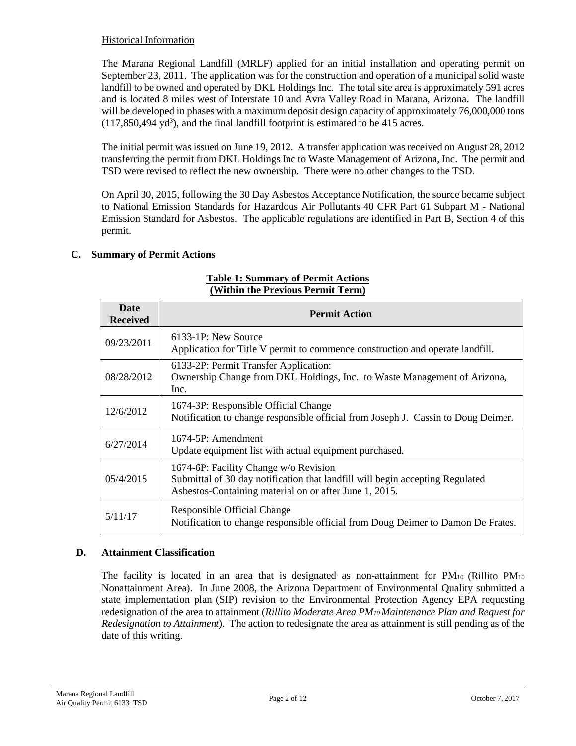Historical Information

The Marana Regional Landfill (MRLF) applied for an initial installation and operating permit on September 23, 2011. The application was for the construction and operation of a municipal solid waste landfill to be owned and operated by DKL Holdings Inc. The total site area is approximately 591 acres and is located 8 miles west of Interstate 10 and Avra Valley Road in Marana, Arizona. The landfill will be developed in phases with a maximum deposit design capacity of approximately 76,000,000 tons (117,850,494 $yd^3$), and the final landfill footprint is estimated to be 415 acres.

The initial permit was issued on June 19, 2012. A transfer application was received on August 28, 2012 transferring the permit from DKL Holdings Inc to Waste Management of Arizona, Inc. The permit and TSD were revised to reflect the new ownership. There were no other changes to the TSD.

On April 30, 2015, following the 30 Day Asbestos Acceptance Notification, the source became subject to National Emission Standards for Hazardous Air Pollutants 40 CFR Part 61 Subpart M - National Emission Standard for Asbestos. The applicable regulations are identified in Part B, Section 4 of this permit.

## C. Summary of Permit Actions

**Table 1: Summary of Permit Actions (Within the Previous Permit Term)**

| Date Received | Permit Action |
|---|---|
| 09/23/2011 | 6133-1P: New Source<br>Application for Title V permit to commence construction and operate landfill. |
| 08/28/2012 | 6133-2P: Permit Transfer Application:<br>Ownership Change from DKL Holdings, Inc. to Waste Management of Arizona, Inc. |
| 12/6/2012 | 1674-3P: Responsible Official Change<br>Notification to change responsible official from Joseph J. Cassin to Doug Deimer. |
| 6/27/2014 | 1674-5P: Amendment<br>Update equipment list with actual equipment purchased. |
| 05/4/2015 | 1674-6P: Facility Change w/o Revision<br>Submittal of 30 day notification that landfill will begin accepting Regulated Asbestos-Containing material on or after June 1, 2015. |
| 5/11/17 | Responsible Official Change<br>Notification to change responsible official from Doug Deimer to Damon De Frates. |

## D. Attainment Classification

The facility is located in an area that is designated as non-attainment for $PM_{10}$ (Rillito $PM_{10}$ Nonattainment Area). In June 2008, the Arizona Department of Environmental Quality submitted a state implementation plan (SIP) revision to the Environmental Protection Agency EPA requesting redesignation of the area to attainment (*Rillito Moderate Area $PM_{10}$ Maintenance Plan and Request for Redesignation to Attainment*). The action to redesignate the area as attainment is still pending as of the date of this writing.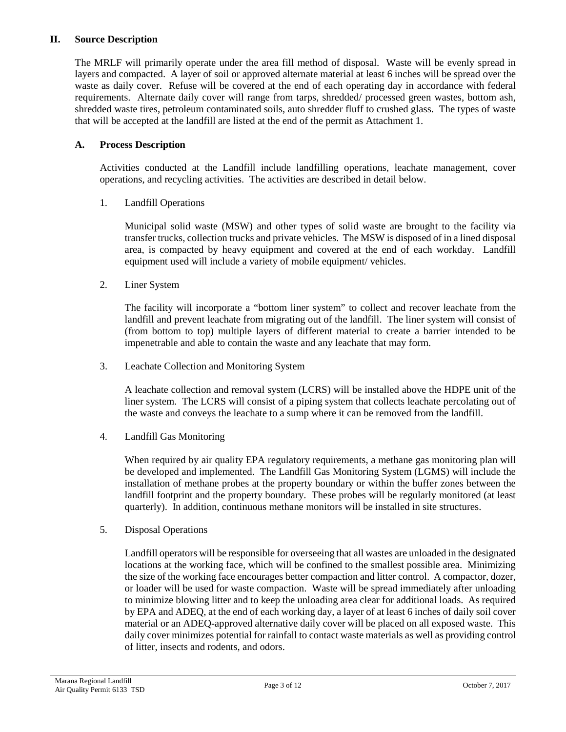## II. Source Description

The MRLF will primarily operate under the area fill method of disposal. Waste will be evenly spread in layers and compacted. A layer of soil or approved alternate material at least 6 inches will be spread over the waste as daily cover. Refuse will be covered at the end of each operating day in accordance with federal requirements. Alternate daily cover will range from tarps, shredded/ processed green wastes, bottom ash, shredded waste tires, petroleum contaminated soils, auto shredder fluff to crushed glass. The types of waste that will be accepted at the landfill are listed at the end of the permit as Attachment 1.

### A. Process Description

Activities conducted at the Landfill include landfilling operations, leachate management, cover operations, and recycling activities. The activities are described in detail below.

1. Landfill Operations

   Municipal solid waste (MSW) and other types of solid waste are brought to the facility via transfer trucks, collection trucks and private vehicles. The MSW is disposed of in a lined disposal area, is compacted by heavy equipment and covered at the end of each workday. Landfill equipment used will include a variety of mobile equipment/ vehicles.

2. Liner System

   The facility will incorporate a "bottom liner system" to collect and recover leachate from the landfill and prevent leachate from migrating out of the landfill. The liner system will consist of (from bottom to top) multiple layers of different material to create a barrier intended to be impenetrable and able to contain the waste and any leachate that may form.

3. Leachate Collection and Monitoring System

   A leachate collection and removal system (LCRS) will be installed above the HDPE unit of the liner system. The LCRS will consist of a piping system that collects leachate percolating out of the waste and conveys the leachate to a sump where it can be removed from the landfill.

4. Landfill Gas Monitoring

   When required by air quality EPA regulatory requirements, a methane gas monitoring plan will be developed and implemented. The Landfill Gas Monitoring System (LGMS) will include the installation of methane probes at the property boundary or within the buffer zones between the landfill footprint and the property boundary. These probes will be regularly monitored (at least quarterly). In addition, continuous methane monitors will be installed in site structures.

5. Disposal Operations

   Landfill operators will be responsible for overseeing that all wastes are unloaded in the designated locations at the working face, which will be confined to the smallest possible area. Minimizing the size of the working face encourages better compaction and litter control. A compactor, dozer, or loader will be used for waste compaction. Waste will be spread immediately after unloading to minimize blowing litter and to keep the unloading area clear for additional loads. As required by EPA and ADEQ, at the end of each working day, a layer of at least 6 inches of daily soil cover material or an ADEQ-approved alternative daily cover will be placed on all exposed waste. This daily cover minimizes potential for rainfall to contact waste materials as well as providing control of litter, insects and rodents, and odors.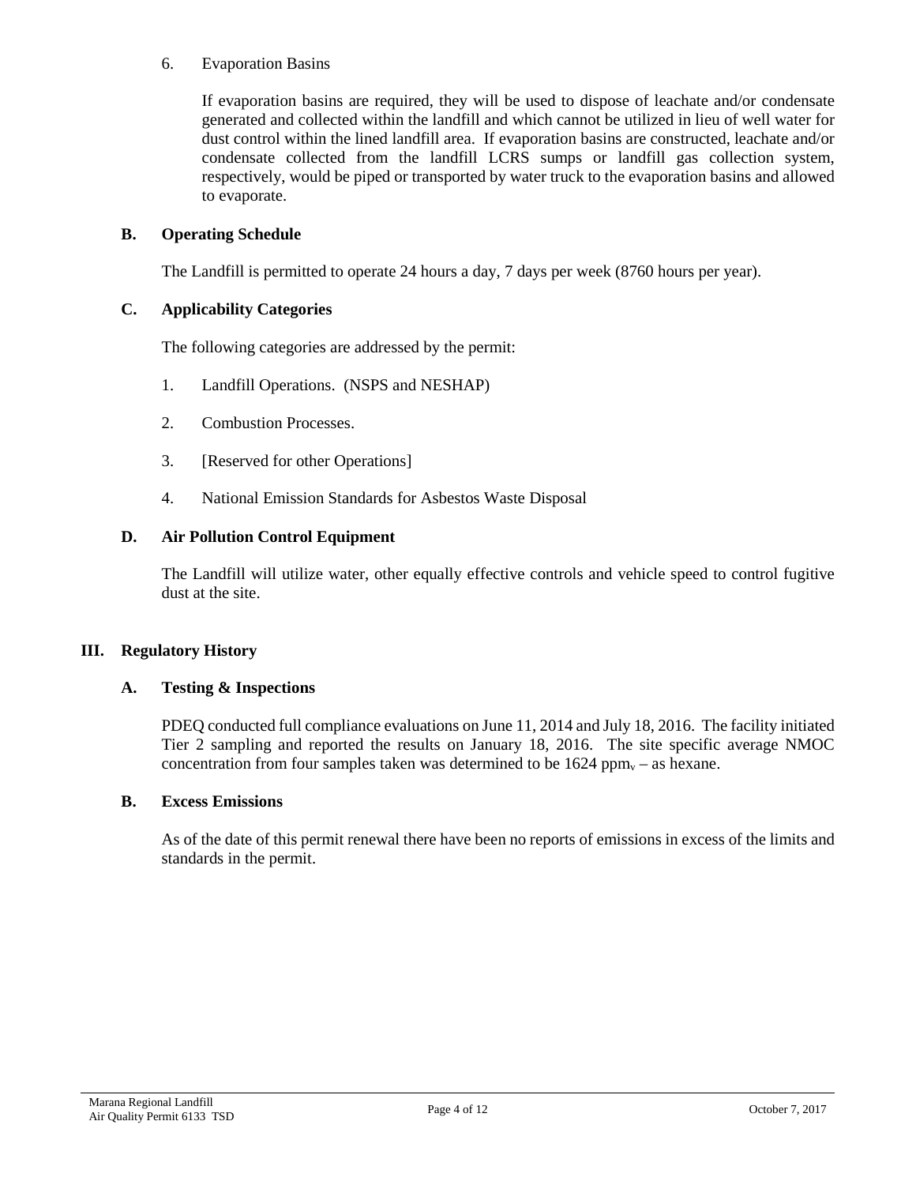6. Evaporation Basins

   If evaporation basins are required, they will be used to dispose of leachate and/or condensate generated and collected within the landfill and which cannot be utilized in lieu of well water for dust control within the lined landfill area. If evaporation basins are constructed, leachate and/or condensate collected from the landfill LCRS sumps or landfill gas collection system, respectively, would be piped or transported by water truck to the evaporation basins and allowed to evaporate.

### B. Operating Schedule

The Landfill is permitted to operate 24 hours a day, 7 days per week (8760 hours per year).

### C. Applicability Categories

The following categories are addressed by the permit:

1. Landfill Operations. (NSPS and NESHAP)
2. Combustion Processes.
3. [Reserved for other Operations]
4. National Emission Standards for Asbestos Waste Disposal

### D. Air Pollution Control Equipment

The Landfill will utilize water, other equally effective controls and vehicle speed to control fugitive dust at the site.

## III. Regulatory History

### A. Testing & Inspections

PDEQ conducted full compliance evaluations on June 11, 2014 and July 18, 2016. The facility initiated Tier 2 sampling and reported the results on January 18, 2016. The site specific average NMOC concentration from four samples taken was determined to be 1624 $ppm_v$ – as hexane.

### B. Excess Emissions

As of the date of this permit renewal there have been no reports of emissions in excess of the limits and standards in the permit.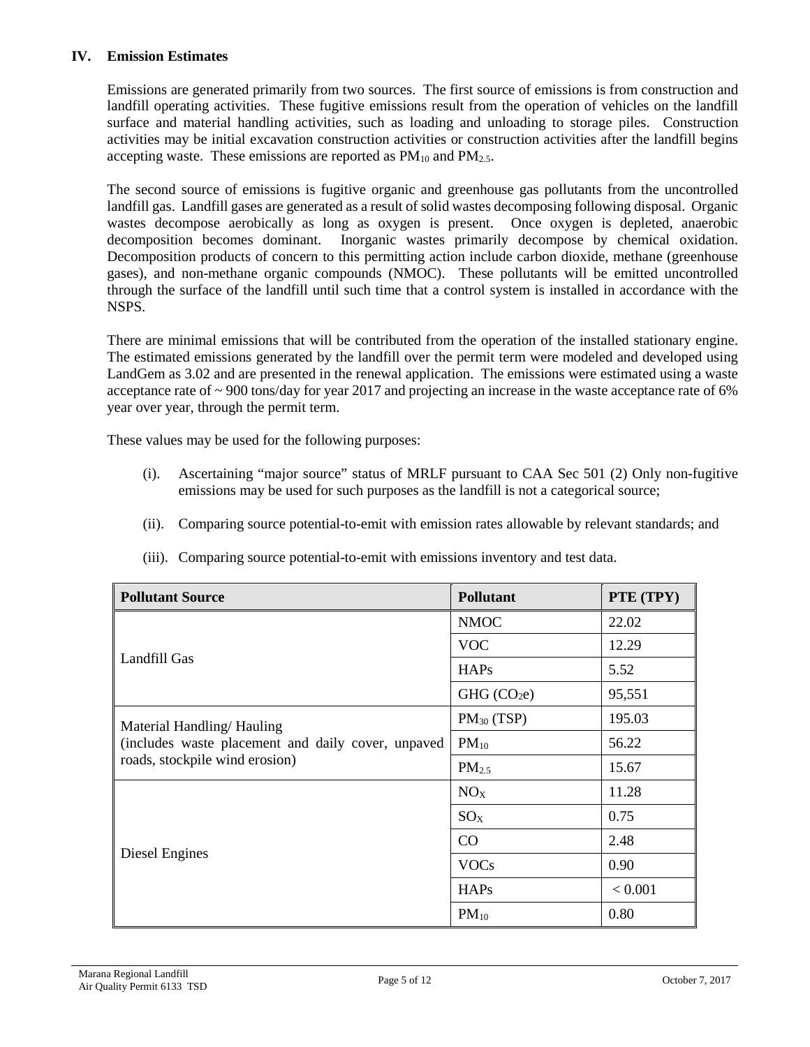## IV. Emission Estimates

Emissions are generated primarily from two sources. The first source of emissions is from construction and landfill operating activities. These fugitive emissions result from the operation of vehicles on the landfill surface and material handling activities, such as loading and unloading to storage piles. Construction activities may be initial excavation construction activities or construction activities after the landfill begins accepting waste. These emissions are reported as $PM_{10}$ and $PM_{2.5}$.

The second source of emissions is fugitive organic and greenhouse gas pollutants from the uncontrolled landfill gas. Landfill gases are generated as a result of solid wastes decomposing following disposal. Organic wastes decompose aerobically as long as oxygen is present. Once oxygen is depleted, anaerobic decomposition becomes dominant. Inorganic wastes primarily decompose by chemical oxidation. Decomposition products of concern to this permitting action include carbon dioxide, methane (greenhouse gases), and non-methane organic compounds (NMOC). These pollutants will be emitted uncontrolled through the surface of the landfill until such time that a control system is installed in accordance with the NSPS.

There are minimal emissions that will be contributed from the operation of the installed stationary engine. The estimated emissions generated by the landfill over the permit term were modeled and developed using LandGem as 3.02 and are presented in the renewal application. The emissions were estimated using a waste acceptance rate of ~ 900 tons/day for year 2017 and projecting an increase in the waste acceptance rate of 6% year over year, through the permit term.

These values may be used for the following purposes:

(i). Ascertaining "major source" status of MRLF pursuant to CAA Sec 501 (2) Only non-fugitive emissions may be used for such purposes as the landfill is not a categorical source;

(ii). Comparing source potential-to-emit with emission rates allowable by relevant standards; and

(iii). Comparing source potential-to-emit with emissions inventory and test data.

| Pollutant Source | Pollutant | PTE (TPY) |
|---|---|---|
| Landfill Gas | NMOC | 22.02 |
| | VOC | 12.29 |
| | HAPs | 5.52 |
| | GHG ($CO_2e$) | 95,551 |
| Material Handling/ Hauling (includes waste placement and daily cover, unpaved roads, stockpile wind erosion) | $PM_{30}$ (TSP) | 195.03 |
| | $PM_{10}$ | 56.22 |
| | $PM_{2.5}$ | 15.67 |
| Diesel Engines | $NO_X$ | 11.28 |
| | $SO_X$ | 0.75 |
| | CO | 2.48 |
| | VOCs | 0.90 |
| | HAPs | < 0.001 |
| | $PM_{10}$ | 0.80 |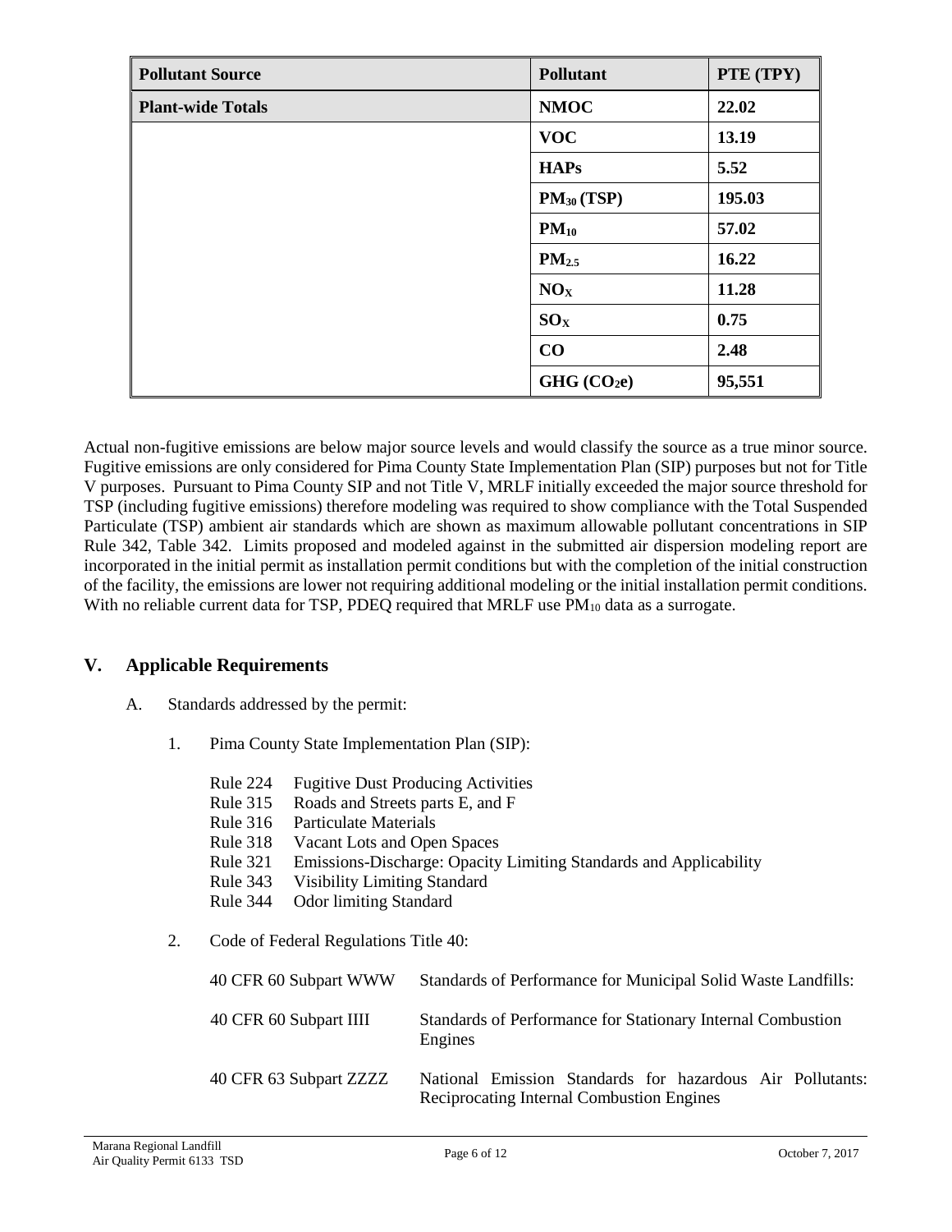| **Pollutant Source** | **Pollutant** | **PTE (TPY)** |
|---|---|---|
| **Plant-wide Totals** | **NMOC** | **22.02** |
| | **VOC** | **13.19** |
| | **HAPs** | **5.52** |
| | **$PM_{30}$ (TSP)** | **195.03** |
| | **$PM_{10}$** | **57.02** |
| | **$PM_{2.5}$** | **16.22** |
| | **$NO_X$** | **11.28** |
| | **$SO_X$** | **0.75** |
| | **CO** | **2.48** |
| | **GHG ($CO_2e$)** | **95,551** |

Actual non-fugitive emissions are below major source levels and would classify the source as a true minor source. Fugitive emissions are only considered for Pima County State Implementation Plan (SIP) purposes but not for Title V purposes. Pursuant to Pima County SIP and not Title V, MRLF initially exceeded the major source threshold for TSP (including fugitive emissions) therefore modeling was required to show compliance with the Total Suspended Particulate (TSP) ambient air standards which are shown as maximum allowable pollutant concentrations in SIP Rule 342, Table 342. Limits proposed and modeled against in the submitted air dispersion modeling report are incorporated in the initial permit as installation permit conditions but with the completion of the initial construction of the facility, the emissions are lower not requiring additional modeling or the initial installation permit conditions. With no reliable current data for TSP, PDEQ required that MRLF use $PM_{10}$ data as a surrogate.

## V. Applicable Requirements

A. Standards addressed by the permit:

1. Pima County State Implementation Plan (SIP):

   - Rule 224 Fugitive Dust Producing Activities
   - Rule 315 Roads and Streets parts E, and F
   - Rule 316 Particulate Materials
   - Rule 318 Vacant Lots and Open Spaces
   - Rule 321 Emissions-Discharge: Opacity Limiting Standards and Applicability
   - Rule 343 Visibility Limiting Standard
   - Rule 344 Odor limiting Standard

2. Code of Federal Regulations Title 40:

   - 40 CFR 60 Subpart WWW Standards of Performance for Municipal Solid Waste Landfills:
   - 40 CFR 60 Subpart IIII Standards of Performance for Stationary Internal Combustion Engines
   - 40 CFR 63 Subpart ZZZZ National Emission Standards for hazardous Air Pollutants: Reciprocating Internal Combustion Engines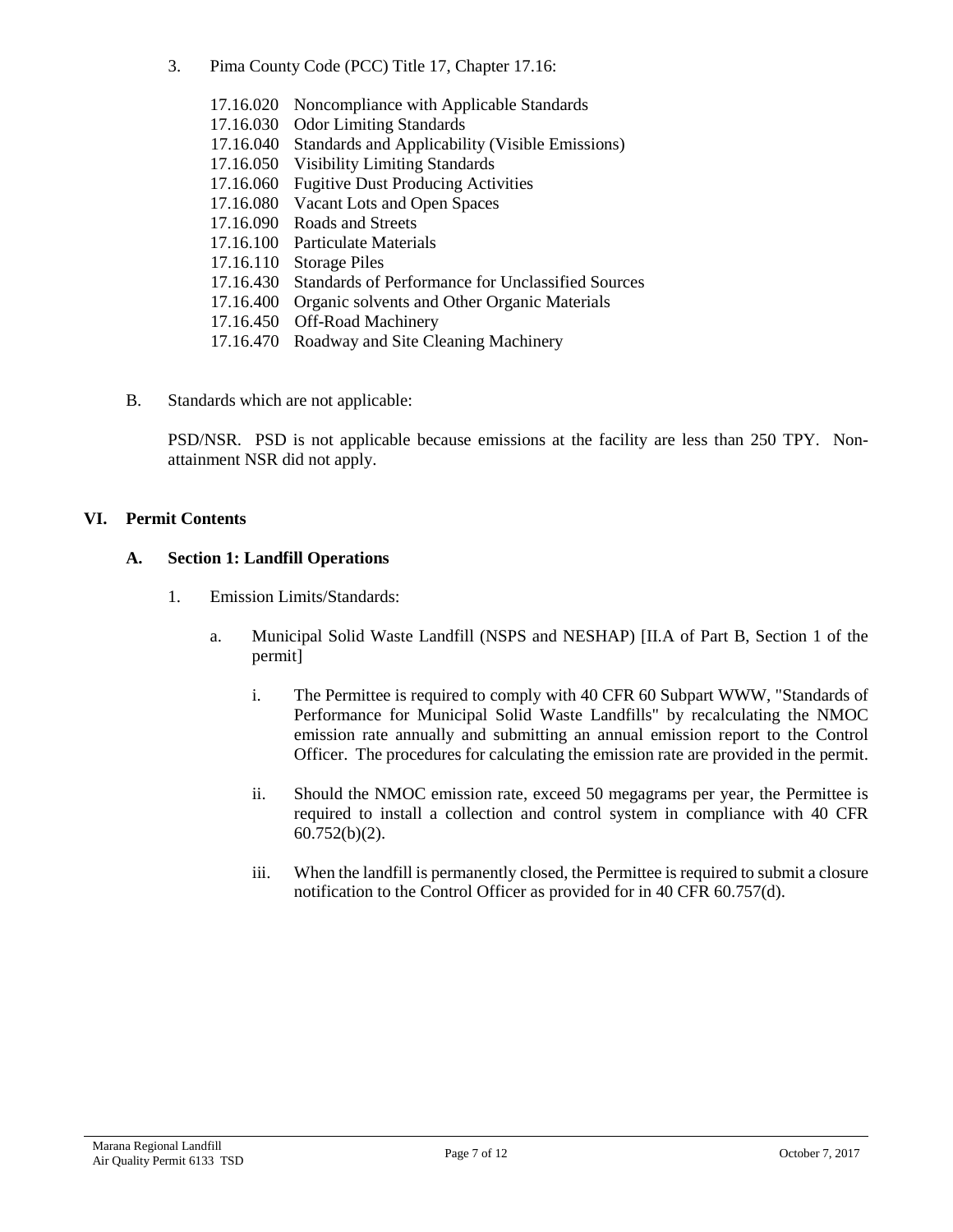3. Pima County Code (PCC) Title 17, Chapter 17.16:

   17.16.020 Noncompliance with Applicable Standards
   17.16.030 Odor Limiting Standards
   17.16.040 Standards and Applicability (Visible Emissions)
   17.16.050 Visibility Limiting Standards
   17.16.060 Fugitive Dust Producing Activities
   17.16.080 Vacant Lots and Open Spaces
   17.16.090 Roads and Streets
   17.16.100 Particulate Materials
   17.16.110 Storage Piles
   17.16.430 Standards of Performance for Unclassified Sources
   17.16.400 Organic solvents and Other Organic Materials
   17.16.450 Off-Road Machinery
   17.16.470 Roadway and Site Cleaning Machinery

B. Standards which are not applicable:

   PSD/NSR. PSD is not applicable because emissions at the facility are less than 250 TPY. Non-attainment NSR did not apply.

## VI. Permit Contents

### A. Section 1: Landfill Operations

1. Emission Limits/Standards:

   a. Municipal Solid Waste Landfill (NSPS and NESHAP) [II.A of Part B, Section 1 of the permit]

      i. The Permittee is required to comply with 40 CFR 60 Subpart WWW, "Standards of Performance for Municipal Solid Waste Landfills" by recalculating the NMOC emission rate annually and submitting an annual emission report to the Control Officer. The procedures for calculating the emission rate are provided in the permit.

      ii. Should the NMOC emission rate, exceed 50 megagrams per year, the Permittee is required to install a collection and control system in compliance with 40 CFR 60.752(b)(2).

      iii. When the landfill is permanently closed, the Permittee is required to submit a closure notification to the Control Officer as provided for in 40 CFR 60.757(d).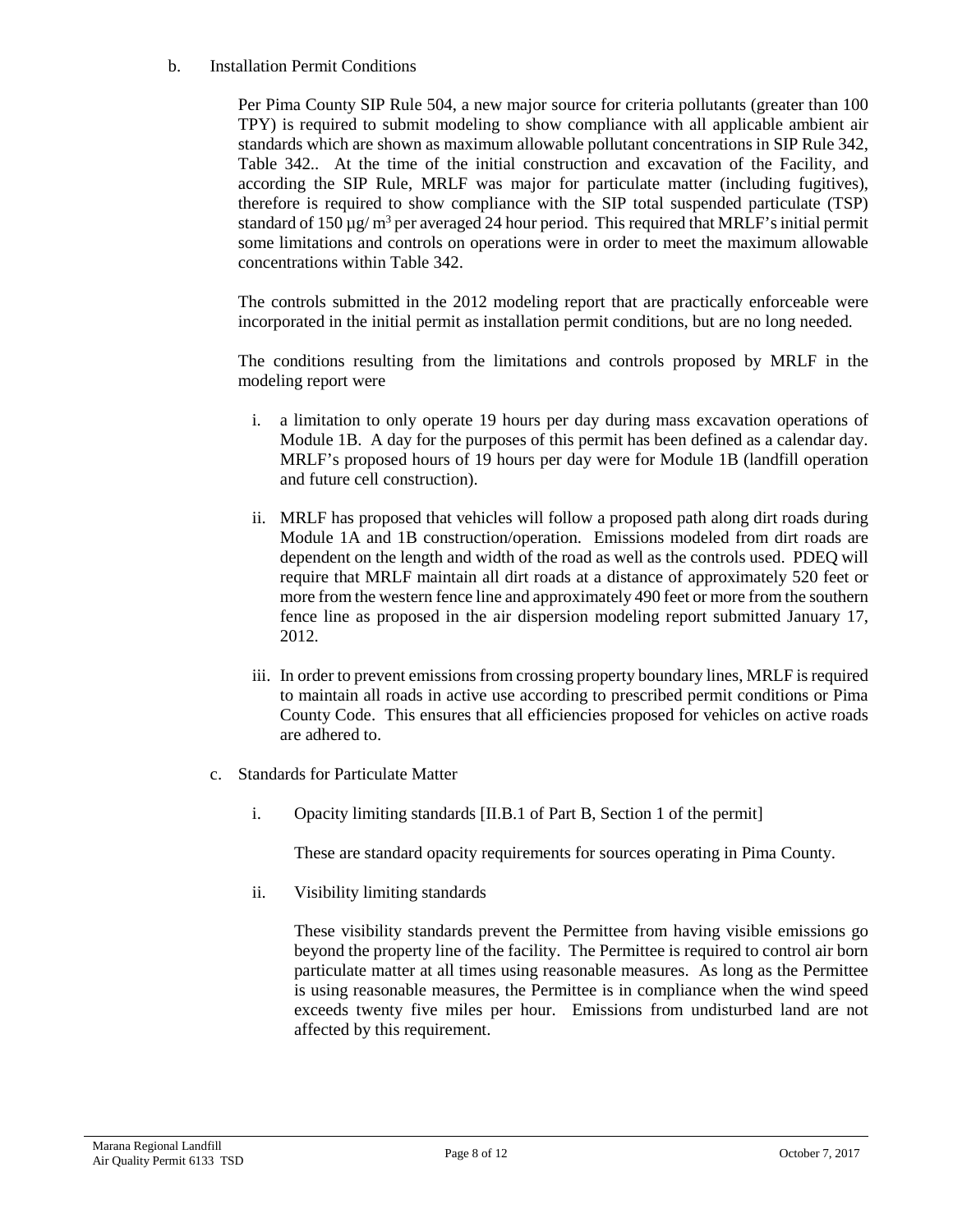b. Installation Permit Conditions

Per Pima County SIP Rule 504, a new major source for criteria pollutants (greater than 100 TPY) is required to submit modeling to show compliance with all applicable ambient air standards which are shown as maximum allowable pollutant concentrations in SIP Rule 342, Table 342.. At the time of the initial construction and excavation of the Facility, and according the SIP Rule, MRLF was major for particulate matter (including fugitives), therefore is required to show compliance with the SIP total suspended particulate (TSP) standard of 150 µg/ $m^3$ per averaged 24 hour period. This required that MRLF's initial permit some limitations and controls on operations were in order to meet the maximum allowable concentrations within Table 342.

The controls submitted in the 2012 modeling report that are practically enforceable were incorporated in the initial permit as installation permit conditions, but are no long needed.

The conditions resulting from the limitations and controls proposed by MRLF in the modeling report were

i. a limitation to only operate 19 hours per day during mass excavation operations of Module 1B. A day for the purposes of this permit has been defined as a calendar day. MRLF's proposed hours of 19 hours per day were for Module 1B (landfill operation and future cell construction).

ii. MRLF has proposed that vehicles will follow a proposed path along dirt roads during Module 1A and 1B construction/operation. Emissions modeled from dirt roads are dependent on the length and width of the road as well as the controls used. PDEQ will require that MRLF maintain all dirt roads at a distance of approximately 520 feet or more from the western fence line and approximately 490 feet or more from the southern fence line as proposed in the air dispersion modeling report submitted January 17, 2012.

iii. In order to prevent emissions from crossing property boundary lines, MRLF is required to maintain all roads in active use according to prescribed permit conditions or Pima County Code. This ensures that all efficiencies proposed for vehicles on active roads are adhered to.

c. Standards for Particulate Matter

i. Opacity limiting standards [II.B.1 of Part B, Section 1 of the permit]

These are standard opacity requirements for sources operating in Pima County.

ii. Visibility limiting standards

These visibility standards prevent the Permittee from having visible emissions go beyond the property line of the facility. The Permittee is required to control air born particulate matter at all times using reasonable measures. As long as the Permittee is using reasonable measures, the Permittee is in compliance when the wind speed exceeds twenty five miles per hour. Emissions from undisturbed land are not affected by this requirement.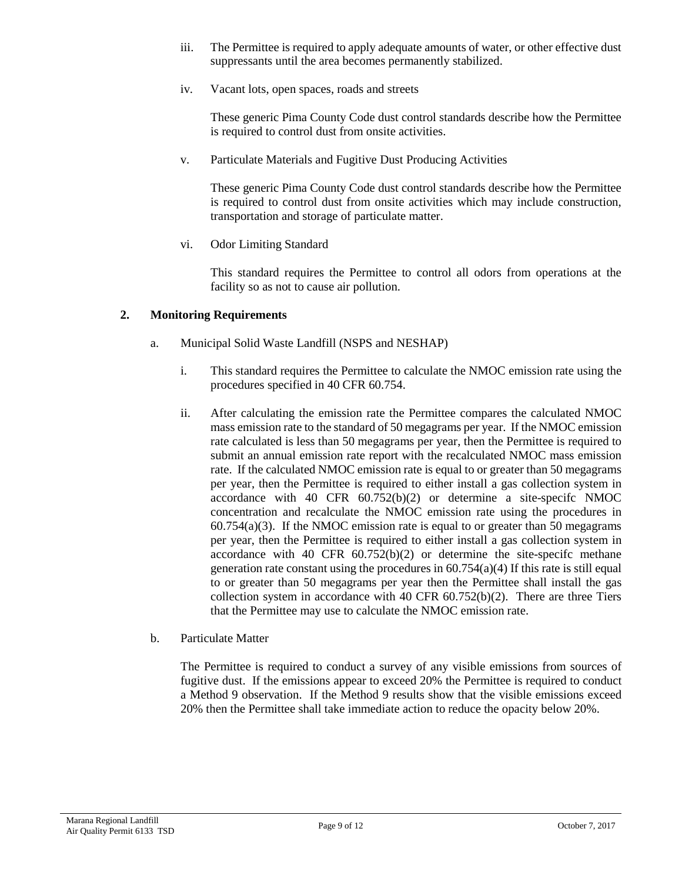iii. The Permittee is required to apply adequate amounts of water, or other effective dust suppressants until the area becomes permanently stabilized.

iv. Vacant lots, open spaces, roads and streets

These generic Pima County Code dust control standards describe how the Permittee is required to control dust from onsite activities.

v. Particulate Materials and Fugitive Dust Producing Activities

These generic Pima County Code dust control standards describe how the Permittee is required to control dust from onsite activities which may include construction, transportation and storage of particulate matter.

vi. Odor Limiting Standard

This standard requires the Permittee to control all odors from operations at the facility so as not to cause air pollution.

## 2. Monitoring Requirements

a. Municipal Solid Waste Landfill (NSPS and NESHAP)

i. This standard requires the Permittee to calculate the NMOC emission rate using the procedures specified in 40 CFR 60.754.

ii. After calculating the emission rate the Permittee compares the calculated NMOC mass emission rate to the standard of 50 megagrams per year. If the NMOC emission rate calculated is less than 50 megagrams per year, then the Permittee is required to submit an annual emission rate report with the recalculated NMOC mass emission rate. If the calculated NMOC emission rate is equal to or greater than 50 megagrams per year, then the Permittee is required to either install a gas collection system in accordance with 40 CFR 60.752(b)(2) or determine a site-specifc NMOC concentration and recalculate the NMOC emission rate using the procedures in 60.754(a)(3). If the NMOC emission rate is equal to or greater than 50 megagrams per year, then the Permittee is required to either install a gas collection system in accordance with 40 CFR 60.752(b)(2) or determine the site-specifc methane generation rate constant using the procedures in 60.754(a)(4) If this rate is still equal to or greater than 50 megagrams per year then the Permittee shall install the gas collection system in accordance with 40 CFR 60.752(b)(2). There are three Tiers that the Permittee may use to calculate the NMOC emission rate.

b. Particulate Matter

The Permittee is required to conduct a survey of any visible emissions from sources of fugitive dust. If the emissions appear to exceed 20% the Permittee is required to conduct a Method 9 observation. If the Method 9 results show that the visible emissions exceed 20% then the Permittee shall take immediate action to reduce the opacity below 20%.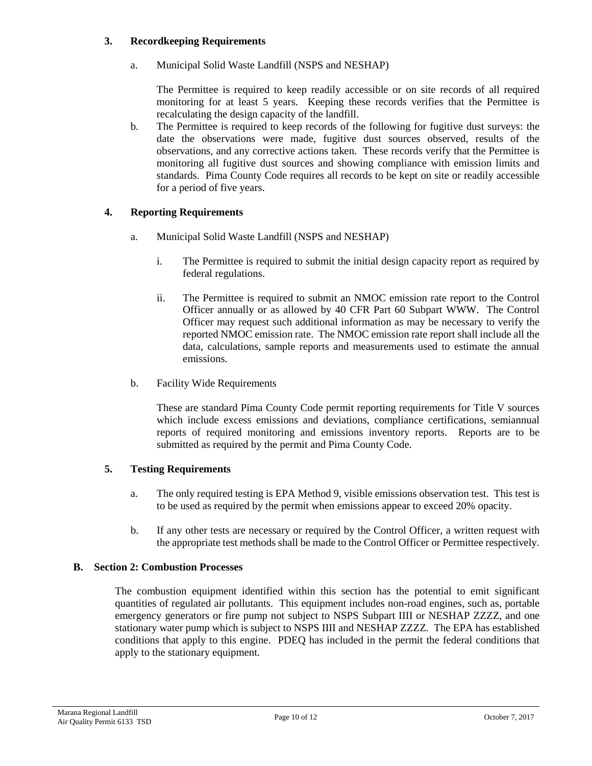### 3. Recordkeeping Requirements

a. Municipal Solid Waste Landfill (NSPS and NESHAP)

   The Permittee is required to keep readily accessible or on site records of all required monitoring for at least 5 years. Keeping these records verifies that the Permittee is recalculating the design capacity of the landfill.

b. The Permittee is required to keep records of the following for fugitive dust surveys: the date the observations were made, fugitive dust sources observed, results of the observations, and any corrective actions taken. These records verify that the Permittee is monitoring all fugitive dust sources and showing compliance with emission limits and standards. Pima County Code requires all records to be kept on site or readily accessible for a period of five years.

### 4. Reporting Requirements

a. Municipal Solid Waste Landfill (NSPS and NESHAP)

   i. The Permittee is required to submit the initial design capacity report as required by federal regulations.

   ii. The Permittee is required to submit an NMOC emission rate report to the Control Officer annually or as allowed by 40 CFR Part 60 Subpart WWW. The Control Officer may request such additional information as may be necessary to verify the reported NMOC emission rate. The NMOC emission rate report shall include all the data, calculations, sample reports and measurements used to estimate the annual emissions.

b. Facility Wide Requirements

   These are standard Pima County Code permit reporting requirements for Title V sources which include excess emissions and deviations, compliance certifications, semiannual reports of required monitoring and emissions inventory reports. Reports are to be submitted as required by the permit and Pima County Code.

### 5. Testing Requirements

a. The only required testing is EPA Method 9, visible emissions observation test. This test is to be used as required by the permit when emissions appear to exceed 20% opacity.

b. If any other tests are necessary or required by the Control Officer, a written request with the appropriate test methods shall be made to the Control Officer or Permittee respectively.

## B. Section 2: Combustion Processes

The combustion equipment identified within this section has the potential to emit significant quantities of regulated air pollutants. This equipment includes non-road engines, such as, portable emergency generators or fire pump not subject to NSPS Subpart IIII or NESHAP ZZZZ, and one stationary water pump which is subject to NSPS IIII and NESHAP ZZZZ. The EPA has established conditions that apply to this engine. PDEQ has included in the permit the federal conditions that apply to the stationary equipment.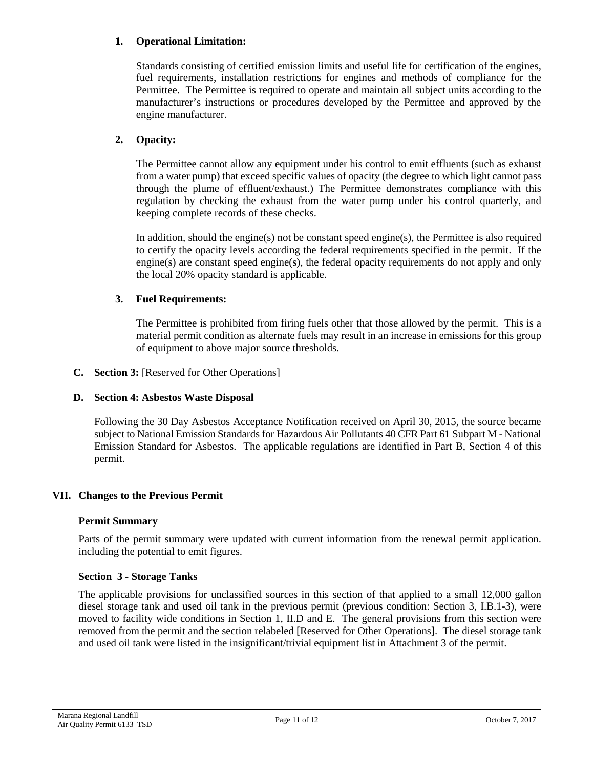**1. Operational Limitation:**

Standards consisting of certified emission limits and useful life for certification of the engines, fuel requirements, installation restrictions for engines and methods of compliance for the Permittee. The Permittee is required to operate and maintain all subject units according to the manufacturer's instructions or procedures developed by the Permittee and approved by the engine manufacturer.

**2. Opacity:**

The Permittee cannot allow any equipment under his control to emit effluents (such as exhaust from a water pump) that exceed specific values of opacity (the degree to which light cannot pass through the plume of effluent/exhaust.) The Permittee demonstrates compliance with this regulation by checking the exhaust from the water pump under his control quarterly, and keeping complete records of these checks.

In addition, should the engine(s) not be constant speed engine(s), the Permittee is also required to certify the opacity levels according the federal requirements specified in the permit. If the engine(s) are constant speed engine(s), the federal opacity requirements do not apply and only the local 20% opacity standard is applicable.

**3. Fuel Requirements:**

The Permittee is prohibited from firing fuels other that those allowed by the permit. This is a material permit condition as alternate fuels may result in an increase in emissions for this group of equipment to above major source thresholds.

**C. Section 3:** [Reserved for Other Operations]

**D. Section 4: Asbestos Waste Disposal**

Following the 30 Day Asbestos Acceptance Notification received on April 30, 2015, the source became subject to National Emission Standards for Hazardous Air Pollutants 40 CFR Part 61 Subpart M - National Emission Standard for Asbestos. The applicable regulations are identified in Part B, Section 4 of this permit.

## VII. Changes to the Previous Permit

### Permit Summary

Parts of the permit summary were updated with current information from the renewal permit application. including the potential to emit figures.

### Section 3 - Storage Tanks

The applicable provisions for unclassified sources in this section of that applied to a small 12,000 gallon diesel storage tank and used oil tank in the previous permit (previous condition: Section 3, I.B.1-3), were moved to facility wide conditions in Section 1, II.D and E. The general provisions from this section were removed from the permit and the section relabeled [Reserved for Other Operations]. The diesel storage tank and used oil tank were listed in the insignificant/trivial equipment list in Attachment 3 of the permit.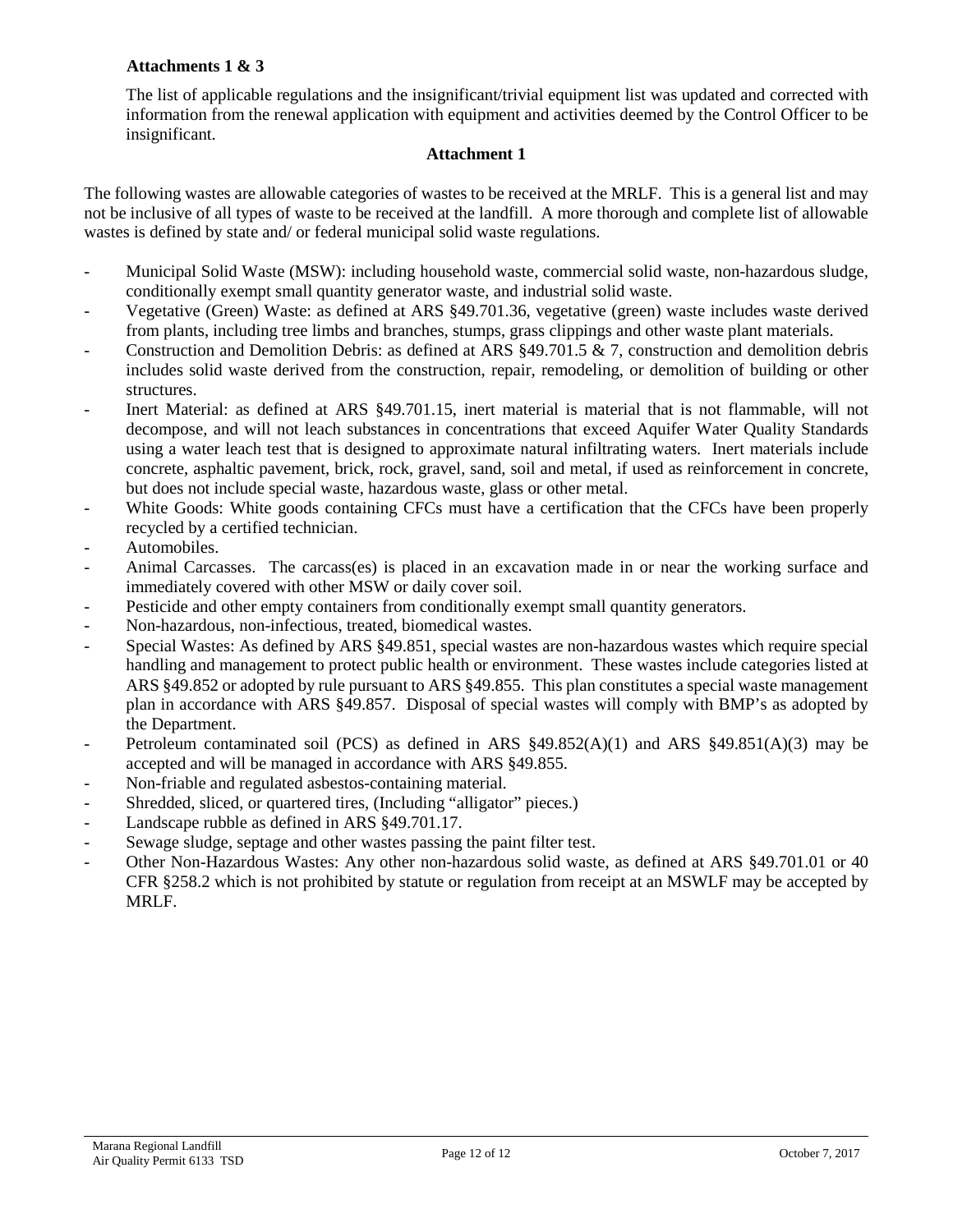**Attachments 1 & 3**

The list of applicable regulations and the insignificant/trivial equipment list was updated and corrected with information from the renewal application with equipment and activities deemed by the Control Officer to be insignificant.

**Attachment 1**

The following wastes are allowable categories of wastes to be received at the MRLF. This is a general list and may not be inclusive of all types of waste to be received at the landfill. A more thorough and complete list of allowable wastes is defined by state and/ or federal municipal solid waste regulations.

- Municipal Solid Waste (MSW): including household waste, commercial solid waste, non-hazardous sludge, conditionally exempt small quantity generator waste, and industrial solid waste.
- Vegetative (Green) Waste: as defined at ARS §49.701.36, vegetative (green) waste includes waste derived from plants, including tree limbs and branches, stumps, grass clippings and other waste plant materials.
- Construction and Demolition Debris: as defined at ARS §49.701.5 & 7, construction and demolition debris includes solid waste derived from the construction, repair, remodeling, or demolition of building or other structures.
- Inert Material: as defined at ARS §49.701.15, inert material is material that is not flammable, will not decompose, and will not leach substances in concentrations that exceed Aquifer Water Quality Standards using a water leach test that is designed to approximate natural infiltrating waters. Inert materials include concrete, asphaltic pavement, brick, rock, gravel, sand, soil and metal, if used as reinforcement in concrete, but does not include special waste, hazardous waste, glass or other metal.
- White Goods: White goods containing CFCs must have a certification that the CFCs have been properly recycled by a certified technician.
- Automobiles.
- Animal Carcasses. The carcass(es) is placed in an excavation made in or near the working surface and immediately covered with other MSW or daily cover soil.
- Pesticide and other empty containers from conditionally exempt small quantity generators.
- Non-hazardous, non-infectious, treated, biomedical wastes.
- Special Wastes: As defined by ARS §49.851, special wastes are non-hazardous wastes which require special handling and management to protect public health or environment. These wastes include categories listed at ARS §49.852 or adopted by rule pursuant to ARS §49.855. This plan constitutes a special waste management plan in accordance with ARS §49.857. Disposal of special wastes will comply with BMP's as adopted by the Department.
- Petroleum contaminated soil (PCS) as defined in ARS §49.852(A)(1) and ARS §49.851(A)(3) may be accepted and will be managed in accordance with ARS §49.855.
- Non-friable and regulated asbestos-containing material.
- Shredded, sliced, or quartered tires, (Including "alligator" pieces.)
- Landscape rubble as defined in ARS §49.701.17.
- Sewage sludge, septage and other wastes passing the paint filter test.
- Other Non-Hazardous Wastes: Any other non-hazardous solid waste, as defined at ARS §49.701.01 or 40 CFR §258.2 which is not prohibited by statute or regulation from receipt at an MSWLF may be accepted by MRLF.